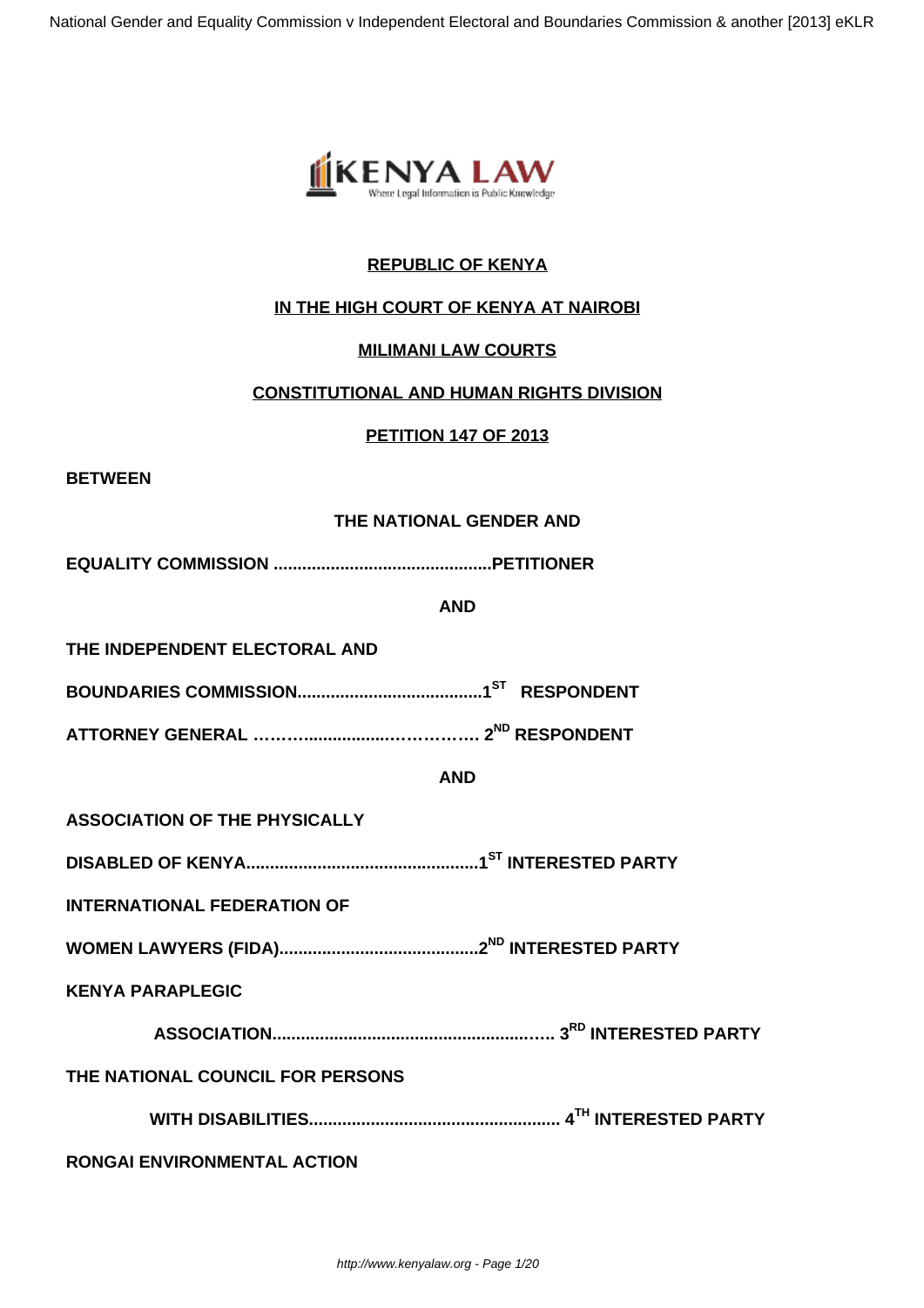**REPUBLIC OF KENYA**

**IN THE HIGH COURT OF KENYA AT NAIROBI**

**MILIMANI LAW COURTS**

**CONSTITUTIONAL AND HUMAN RIGHTS DIVISION**

**PETITION 147 OF 2013**

**BETWEEN**

**THE NATIONAL GENDER AND**

**EQUALITY COMMISSION .............................................PETITIONER**

**AND**

**THE INDEPENDENT ELECTORAL AND**

**BOUNDARIES COMMISSION.......................................1ST RESPONDENT**

**ATTORNEY GENERAL ………..................……………. 2ND RESPONDENT**

**AND**

**ASSOCIATION OF THE PHYSICALLY**

**DISABLED OF KENYA.................................................1ST INTERESTED PARTY**

**INTERNATIONAL FEDERATION OF**

**WOMEN LAWYERS (FIDA)..........................................2ND INTERESTED PARTY**

**KENYA PARAPLEGIC**

**ASSOCIATION...........................................................… 3RD INTERESTED PARTY**

**THE NATIONAL COUNCIL FOR PERSONS**

**WITH DISABILITIES.................................................... 4TH INTERESTED PARTY**

**RONGAI ENVIRONMENTAL ACTION**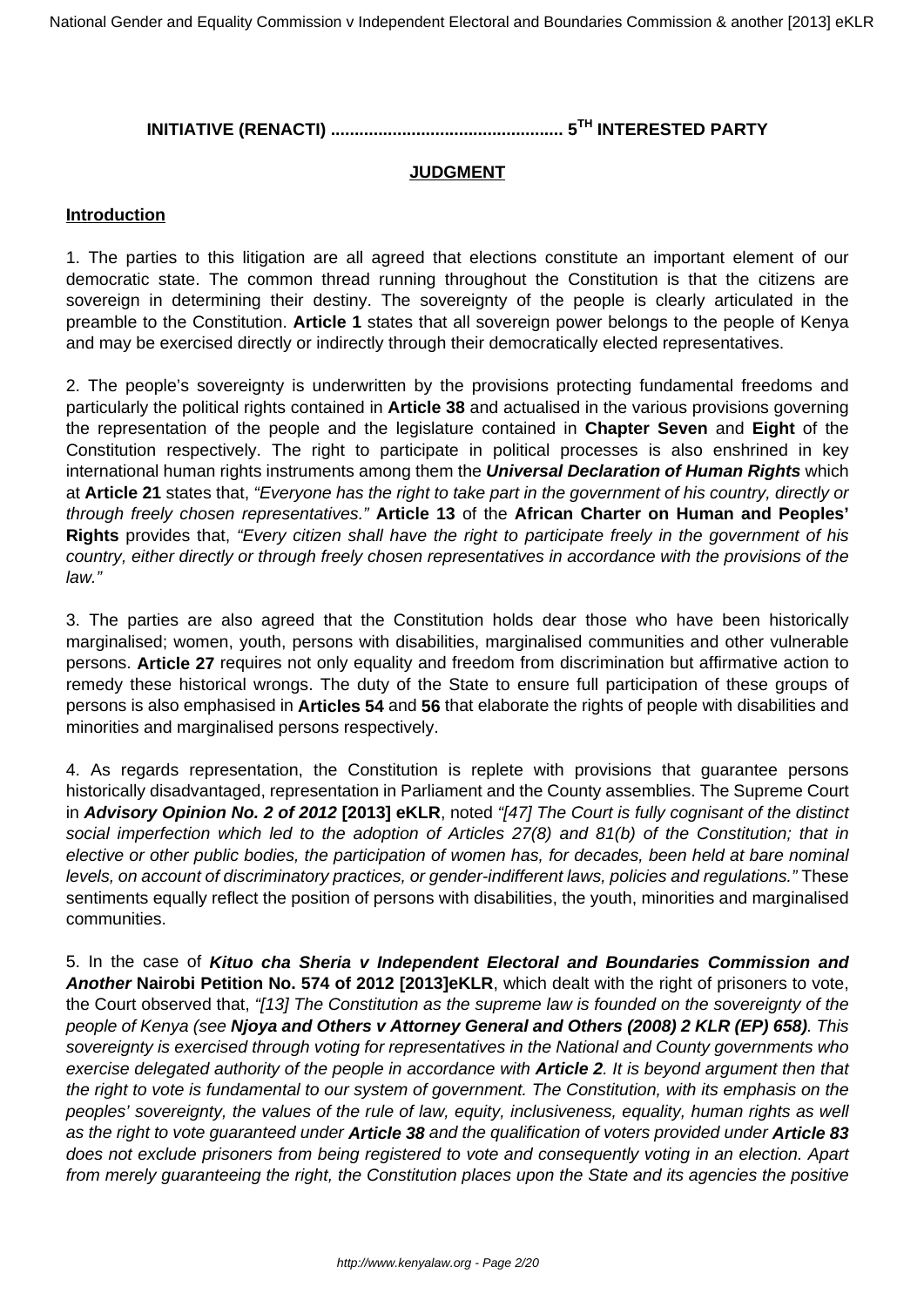**INITIATIVE (RENACTI) ................................................ 5TH INTERESTED PARTY**

**JUDGMENT**

**Introduction**

1. The parties to this litigation are all agreed that elections constitute an important element of our democratic state. The common thread running throughout the Constitution is that the citizens are sovereign in determining their destiny. The sovereignty of the people is clearly articulated in the preamble to the Constitution. **Article 1** states that all sovereign power belongs to the people of Kenya and may be exercised directly or indirectly through their democratically elected representatives.

2. The people's sovereignty is underwritten by the provisions protecting fundamental freedoms and particularly the political rights contained in **Article 38** and actualised in the various provisions governing the representation of the people and the legislature contained in **Chapter Seven** and **Eight** of the Constitution respectively. The right to participate in political processes is also enshrined in key international human rights instruments among them the ***Universal Declaration of Human Rights*** which at **Article 21** states that, *"Everyone has the right to take part in the government of his country, directly or through freely chosen representatives."* **Article 13** of the **African Charter on Human and Peoples' Rights** provides that, *"Every citizen shall have the right to participate freely in the government of his country, either directly or through freely chosen representatives in accordance with the provisions of the law."*

3. The parties are also agreed that the Constitution holds dear those who have been historically marginalised; women, youth, persons with disabilities, marginalised communities and other vulnerable persons. **Article 27** requires not only equality and freedom from discrimination but affirmative action to remedy these historical wrongs. The duty of the State to ensure full participation of these groups of persons is also emphasised in **Articles 54** and **56** that elaborate the rights of people with disabilities and minorities and marginalised persons respectively.

4. As regards representation, the Constitution is replete with provisions that guarantee persons historically disadvantaged, representation in Parliament and the County assemblies. The Supreme Court in ***Advisory Opinion No. 2 of 2012*** **[2013] eKLR**, noted *"[47] The Court is fully cognisant of the distinct social imperfection which led to the adoption of Articles 27(8) and 81(b) of the Constitution; that in elective or other public bodies, the participation of women has, for decades, been held at bare nominal levels, on account of discriminatory practices, or gender-indifferent laws, policies and regulations."* These sentiments equally reflect the position of persons with disabilities, the youth, minorities and marginalised communities.

5. In the case of ***Kituo cha Sheria v Independent Electoral and Boundaries Commission and Another*** **Nairobi Petition No. 574 of 2012 [2013]eKLR**, which dealt with the right of prisoners to vote, the Court observed that, *"[13] The Constitution as the supreme law is founded on the sovereignty of the people of Kenya (see* ***Njoya and Others v Attorney General and Others (2008) 2 KLR (EP) 658)****. This sovereignty is exercised through voting for representatives in the National and County governments who exercise delegated authority of the people in accordance with* ***Article 2****. It is beyond argument then that the right to vote is fundamental to our system of government. The Constitution, with its emphasis on the peoples' sovereignty, the values of the rule of law, equity, inclusiveness, equality, human rights as well as the right to vote guaranteed under* ***Article 38*** *and the qualification of voters provided under* ***Article 83*** *does not exclude prisoners from being registered to vote and consequently voting in an election. Apart from merely guaranteeing the right, the Constitution places upon the State and its agencies the positive*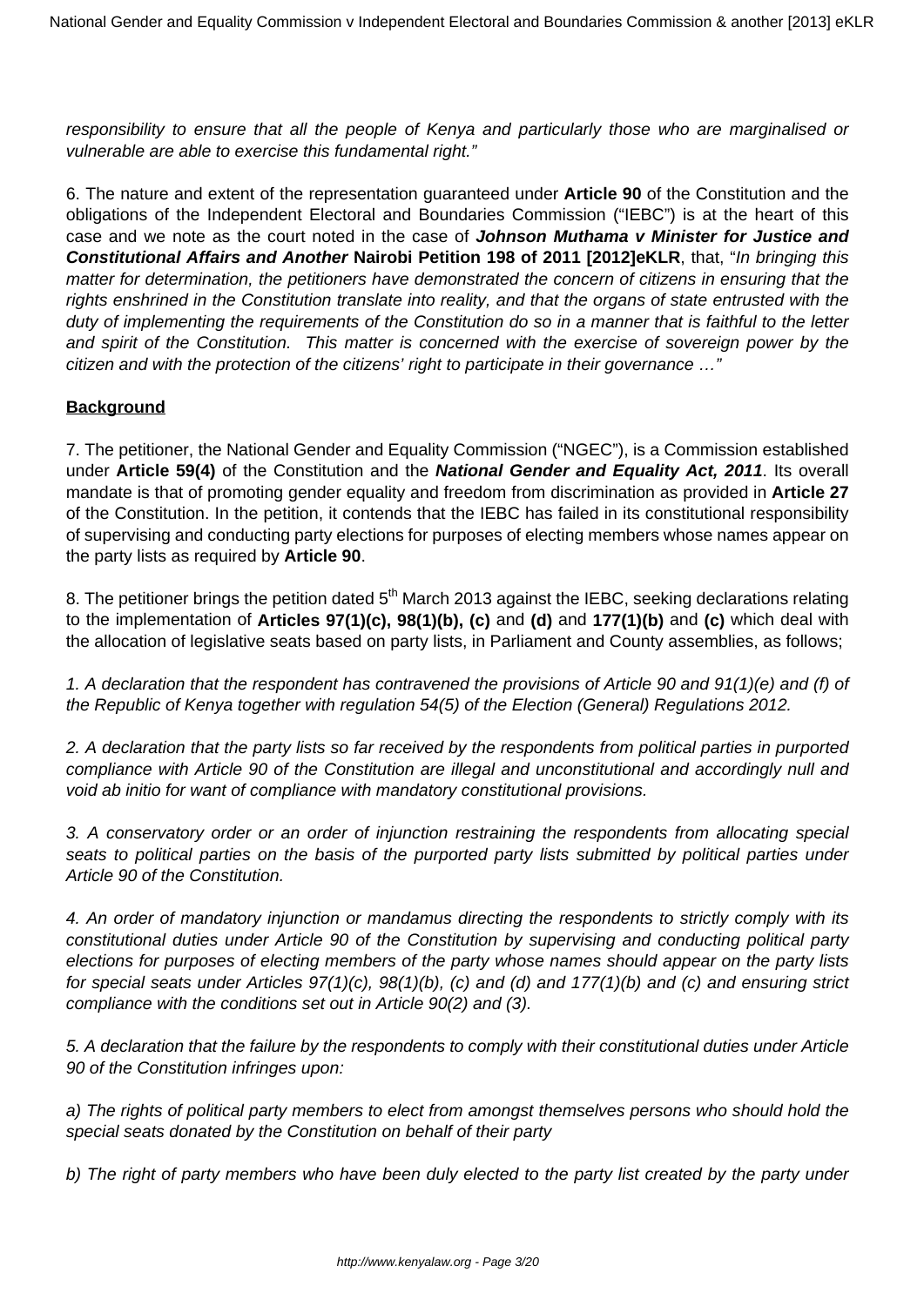*responsibility to ensure that all the people of Kenya and particularly those who are marginalised or vulnerable are able to exercise this fundamental right."*

6. The nature and extent of the representation guaranteed under **Article 90** of the Constitution and the obligations of the Independent Electoral and Boundaries Commission ("IEBC") is at the heart of this case and we note as the court noted in the case of ***Johnson Muthama v Minister for Justice and Constitutional Affairs and Another*** **Nairobi Petition 198 of 2011 [2012]eKLR**, that, "*In bringing this matter for determination, the petitioners have demonstrated the concern of citizens in ensuring that the rights enshrined in the Constitution translate into reality, and that the organs of state entrusted with the duty of implementing the requirements of the Constitution do so in a manner that is faithful to the letter and spirit of the Constitution. This matter is concerned with the exercise of sovereign power by the citizen and with the protection of the citizens' right to participate in their governance …*"

**Background**

7. The petitioner, the National Gender and Equality Commission ("NGEC"), is a Commission established under **Article 59(4)** of the Constitution and the ***National Gender and Equality Act, 2011***. Its overall mandate is that of promoting gender equality and freedom from discrimination as provided in **Article 27** of the Constitution. In the petition, it contends that the IEBC has failed in its constitutional responsibility of supervising and conducting party elections for purposes of electing members whose names appear on the party lists as required by **Article 90**.

8. The petitioner brings the petition dated 5th March 2013 against the IEBC, seeking declarations relating to the implementation of **Articles 97(1)(c), 98(1)(b), (c)** and **(d)** and **177(1)(b)** and **(c)** which deal with the allocation of legislative seats based on party lists, in Parliament and County assemblies, as follows;

*1. A declaration that the respondent has contravened the provisions of Article 90 and 91(1)(e) and (f) of the Republic of Kenya together with regulation 54(5) of the Election (General) Regulations 2012.*

*2. A declaration that the party lists so far received by the respondents from political parties in purported compliance with Article 90 of the Constitution are illegal and unconstitutional and accordingly null and void ab initio for want of compliance with mandatory constitutional provisions.*

*3. A conservatory order or an order of injunction restraining the respondents from allocating special seats to political parties on the basis of the purported party lists submitted by political parties under Article 90 of the Constitution.*

*4. An order of mandatory injunction or mandamus directing the respondents to strictly comply with its constitutional duties under Article 90 of the Constitution by supervising and conducting political party elections for purposes of electing members of the party whose names should appear on the party lists for special seats under Articles 97(1)(c), 98(1)(b), (c) and (d) and 177(1)(b) and (c) and ensuring strict compliance with the conditions set out in Article 90(2) and (3).*

*5. A declaration that the failure by the respondents to comply with their constitutional duties under Article 90 of the Constitution infringes upon:*

*a) The rights of political party members to elect from amongst themselves persons who should hold the special seats donated by the Constitution on behalf of their party*

*b) The right of party members who have been duly elected to the party list created by the party under*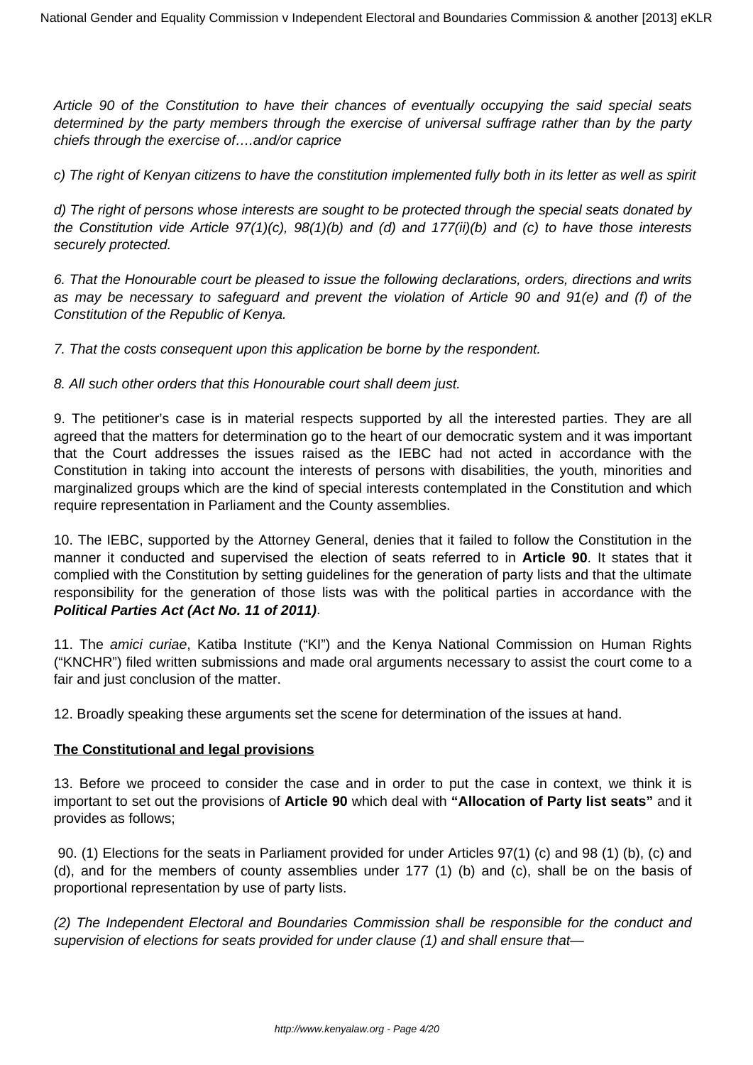*Article 90 of the Constitution to have their chances of eventually occupying the said special seats determined by the party members through the exercise of universal suffrage rather than by the party chiefs through the exercise of….and/or caprice*

*c) The right of Kenyan citizens to have the constitution implemented fully both in its letter as well as spirit*

*d) The right of persons whose interests are sought to be protected through the special seats donated by the Constitution vide Article 97(1)(c), 98(1)(b) and (d) and 177(ii)(b) and (c) to have those interests securely protected.*

*6. That the Honourable court be pleased to issue the following declarations, orders, directions and writs as may be necessary to safeguard and prevent the violation of Article 90 and 91(e) and (f) of the Constitution of the Republic of Kenya.*

*7. That the costs consequent upon this application be borne by the respondent.*

*8. All such other orders that this Honourable court shall deem just.*

9. The petitioner's case is in material respects supported by all the interested parties. They are all agreed that the matters for determination go to the heart of our democratic system and it was important that the Court addresses the issues raised as the IEBC had not acted in accordance with the Constitution in taking into account the interests of persons with disabilities, the youth, minorities and marginalized groups which are the kind of special interests contemplated in the Constitution and which require representation in Parliament and the County assemblies.

10. The IEBC, supported by the Attorney General, denies that it failed to follow the Constitution in the manner it conducted and supervised the election of seats referred to in **Article 90**. It states that it complied with the Constitution by setting guidelines for the generation of party lists and that the ultimate responsibility for the generation of those lists was with the political parties in accordance with the ***Political Parties Act (Act No. 11 of 2011)***.

11. The *amici curiae*, Katiba Institute ("KI") and the Kenya National Commission on Human Rights ("KNCHR") filed written submissions and made oral arguments necessary to assist the court come to a fair and just conclusion of the matter.

12. Broadly speaking these arguments set the scene for determination of the issues at hand.

**The Constitutional and legal provisions**

13. Before we proceed to consider the case and in order to put the case in context, we think it is important to set out the provisions of **Article 90** which deal with **"Allocation of Party list seats"** and it provides as follows;

90. (1) Elections for the seats in Parliament provided for under Articles 97(1) (c) and 98 (1) (b), (c) and (d), and for the members of county assemblies under 177 (1) (b) and (c), shall be on the basis of proportional representation by use of party lists.

*(2) The Independent Electoral and Boundaries Commission shall be responsible for the conduct and supervision of elections for seats provided for under clause (1) and shall ensure that—*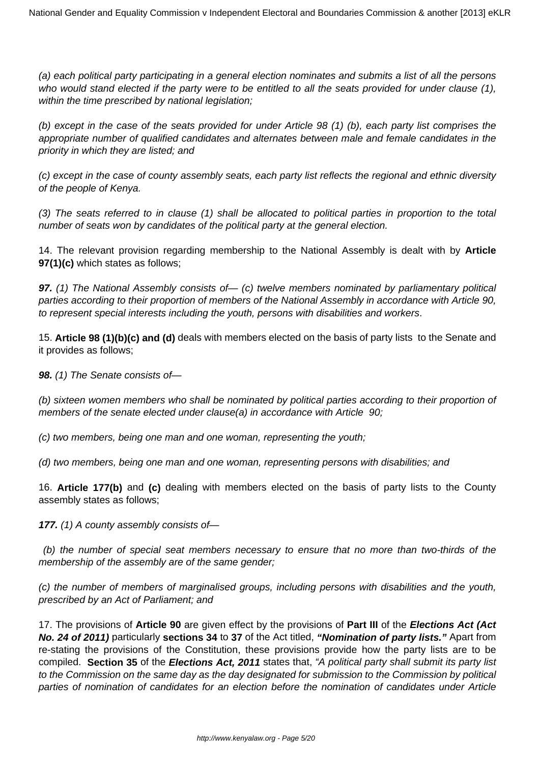*(a) each political party participating in a general election nominates and submits a list of all the persons who would stand elected if the party were to be entitled to all the seats provided for under clause (1), within the time prescribed by national legislation;*

*(b) except in the case of the seats provided for under Article 98 (1) (b), each party list comprises the appropriate number of qualified candidates and alternates between male and female candidates in the priority in which they are listed; and*

*(c) except in the case of county assembly seats, each party list reflects the regional and ethnic diversity of the people of Kenya.*

*(3) The seats referred to in clause (1) shall be allocated to political parties in proportion to the total number of seats won by candidates of the political party at the general election.*

14. The relevant provision regarding membership to the National Assembly is dealt with by **Article 97(1)(c)** which states as follows;

***97.*** *(1) The National Assembly consists of— (c) twelve members nominated by parliamentary political parties according to their proportion of members of the National Assembly in accordance with Article 90, to represent special interests including the youth, persons with disabilities and workers*.

15. **Article 98 (1)(b)(c) and (d)** deals with members elected on the basis of party lists to the Senate and it provides as follows;

***98.*** *(1) The Senate consists of—*

*(b) sixteen women members who shall be nominated by political parties according to their proportion of members of the senate elected under clause(a) in accordance with Article 90;*

*(c) two members, being one man and one woman, representing the youth;*

*(d) two members, being one man and one woman, representing persons with disabilities; and*

16. **Article 177(b)** and **(c)** dealing with members elected on the basis of party lists to the County assembly states as follows;

***177.*** *(1) A county assembly consists of—*

*(b) the number of special seat members necessary to ensure that no more than two-thirds of the membership of the assembly are of the same gender;*

*(c) the number of members of marginalised groups, including persons with disabilities and the youth, prescribed by an Act of Parliament; and*

17. The provisions of **Article 90** are given effect by the provisions of **Part III** of the ***Elections Act (Act No. 24 of 2011)*** particularly **sections 34** to **37** of the Act titled, ***"Nomination of party lists."*** Apart from re-stating the provisions of the Constitution, these provisions provide how the party lists are to be compiled. **Section 35** of the ***Elections Act, 2011*** states that, *"A political party shall submit its party list to the Commission on the same day as the day designated for submission to the Commission by political parties of nomination of candidates for an election before the nomination of candidates under Article*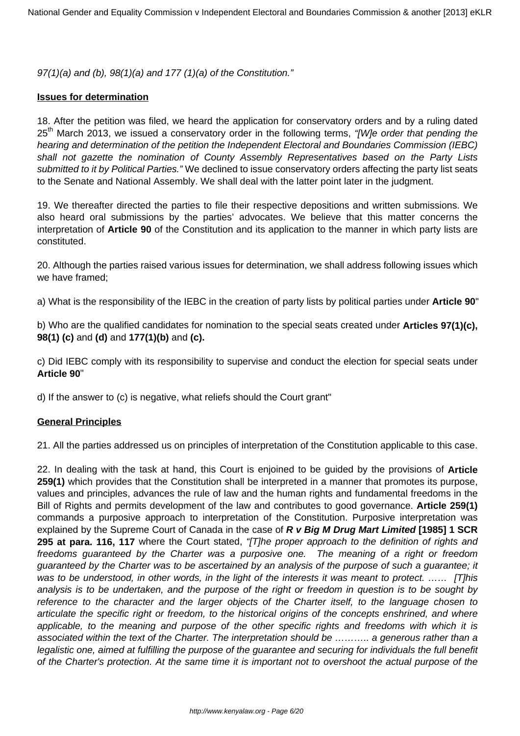97(1)(a) and (b), 98(1)(a) and 177 (1)(a) of the Constitution.”

**Issues for determination**

18. After the petition was filed, we heard the application for conservatory orders and by a ruling dated 25th March 2013, we issued a conservatory order in the following terms, *“[W]e order that pending the hearing and determination of the petition the Independent Electoral and Boundaries Commission (IEBC) shall not gazette the nomination of County Assembly Representatives based on the Party Lists submitted to it by Political Parties.”* We declined to issue conservatory orders affecting the party list seats to the Senate and National Assembly. We shall deal with the latter point later in the judgment.

19. We thereafter directed the parties to file their respective depositions and written submissions. We also heard oral submissions by the parties’ advocates. We believe that this matter concerns the interpretation of **Article 90** of the Constitution and its application to the manner in which party lists are constituted.

20. Although the parties raised various issues for determination, we shall address following issues which we have framed;

a) What is the responsibility of the IEBC in the creation of party lists by political parties under **Article 90**"

b) Who are the qualified candidates for nomination to the special seats created under **Articles 97(1)(c), 98(1) (c)** and **(d)** and **177(1)(b)** and **(c).**

c) Did IEBC comply with its responsibility to supervise and conduct the election for special seats under **Article 90**"

d) If the answer to (c) is negative, what reliefs should the Court grant"

**General Principles**

21. All the parties addressed us on principles of interpretation of the Constitution applicable to this case.

22. In dealing with the task at hand, this Court is enjoined to be guided by the provisions of **Article 259(1)** which provides that the Constitution shall be interpreted in a manner that promotes its purpose, values and principles, advances the rule of law and the human rights and fundamental freedoms in the Bill of Rights and permits development of the law and contributes to good governance. **Article 259(1)** commands a purposive approach to interpretation of the Constitution. Purposive interpretation was explained by the Supreme Court of Canada in the case of ***R v Big M Drug Mart Limited* [1985] 1 SCR 295 at para. 116, 117** where the Court stated, *“[T]he proper approach to the definition of rights and freedoms guaranteed by the Charter was a purposive one. The meaning of a right or freedom guaranteed by the Charter was to be ascertained by an analysis of the purpose of such a guarantee; it was to be understood, in other words, in the light of the interests it was meant to protect. …… [T]his analysis is to be undertaken, and the purpose of the right or freedom in question is to be sought by reference to the character and the larger objects of the Charter itself, to the language chosen to articulate the specific right or freedom, to the historical origins of the concepts enshrined, and where applicable, to the meaning and purpose of the other specific rights and freedoms with which it is associated within the text of the Charter. The interpretation should be ……….. a generous rather than a legalistic one, aimed at fulfilling the purpose of the guarantee and securing for individuals the full benefit of the Charter's protection. At the same time it is important not to overshoot the actual purpose of the*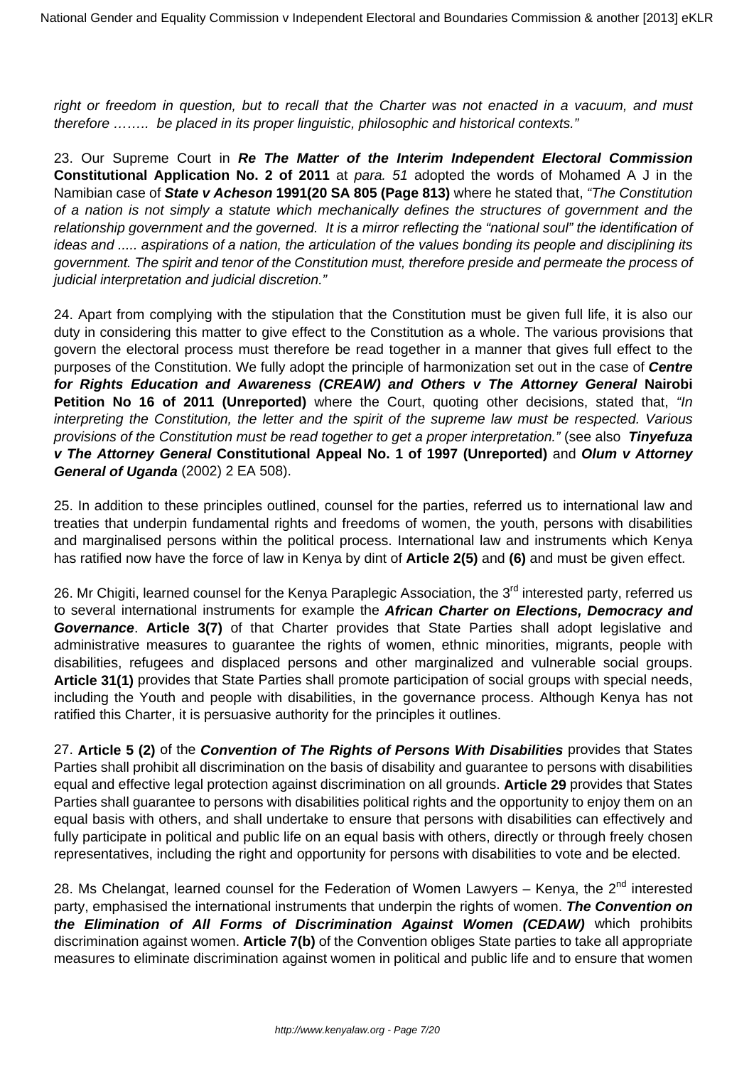*right or freedom in question, but to recall that the Charter was not enacted in a vacuum, and must therefore …….. be placed in its proper linguistic, philosophic and historical contexts."*

23. Our Supreme Court in ***Re The Matter of the Interim Independent Electoral Commission* Constitutional Application No. 2 of 2011** at *para. 51* adopted the words of Mohamed A J in the Namibian case of ***State v Acheson* 1991(20 SA 805 (Page 813)** where he stated that, *"The Constitution of a nation is not simply a statute which mechanically defines the structures of government and the relationship government and the governed. It is a mirror reflecting the "national soul" the identification of ideas and ..... aspirations of a nation, the articulation of the values bonding its people and disciplining its government. The spirit and tenor of the Constitution must, therefore preside and permeate the process of judicial interpretation and judicial discretion."*

24. Apart from complying with the stipulation that the Constitution must be given full life, it is also our duty in considering this matter to give effect to the Constitution as a whole. The various provisions that govern the electoral process must therefore be read together in a manner that gives full effect to the purposes of the Constitution. We fully adopt the principle of harmonization set out in the case of ***Centre for Rights Education and Awareness (CREAW) and Others v The Attorney General* Nairobi Petition No 16 of 2011 (Unreported)** where the Court, quoting other decisions, stated that, *"In interpreting the Constitution, the letter and the spirit of the supreme law must be respected. Various provisions of the Constitution must be read together to get a proper interpretation."* (see also ***Tinyefuza v The Attorney General* Constitutional Appeal No. 1 of 1997 (Unreported)** and ***Olum v Attorney General of Uganda*** (2002) 2 EA 508).

25. In addition to these principles outlined, counsel for the parties, referred us to international law and treaties that underpin fundamental rights and freedoms of women, the youth, persons with disabilities and marginalised persons within the political process. International law and instruments which Kenya has ratified now have the force of law in Kenya by dint of **Article 2(5)** and **(6)** and must be given effect.

26. Mr Chigiti, learned counsel for the Kenya Paraplegic Association, the 3rd interested party, referred us to several international instruments for example the ***African Charter on Elections, Democracy and Governance***. **Article 3(7)** of that Charter provides that State Parties shall adopt legislative and administrative measures to guarantee the rights of women, ethnic minorities, migrants, people with disabilities, refugees and displaced persons and other marginalized and vulnerable social groups. **Article 31(1)** provides that State Parties shall promote participation of social groups with special needs, including the Youth and people with disabilities, in the governance process. Although Kenya has not ratified this Charter, it is persuasive authority for the principles it outlines.

27. **Article 5 (2)** of the ***Convention of The Rights of Persons With Disabilities*** provides that States Parties shall prohibit all discrimination on the basis of disability and guarantee to persons with disabilities equal and effective legal protection against discrimination on all grounds. **Article 29** provides that States Parties shall guarantee to persons with disabilities political rights and the opportunity to enjoy them on an equal basis with others, and shall undertake to ensure that persons with disabilities can effectively and fully participate in political and public life on an equal basis with others, directly or through freely chosen representatives, including the right and opportunity for persons with disabilities to vote and be elected.

28. Ms Chelangat, learned counsel for the Federation of Women Lawyers – Kenya, the 2nd interested party, emphasised the international instruments that underpin the rights of women. ***The Convention on the Elimination of All Forms of Discrimination Against Women (CEDAW)*** which prohibits discrimination against women. **Article 7(b)** of the Convention obliges State parties to take all appropriate measures to eliminate discrimination against women in political and public life and to ensure that women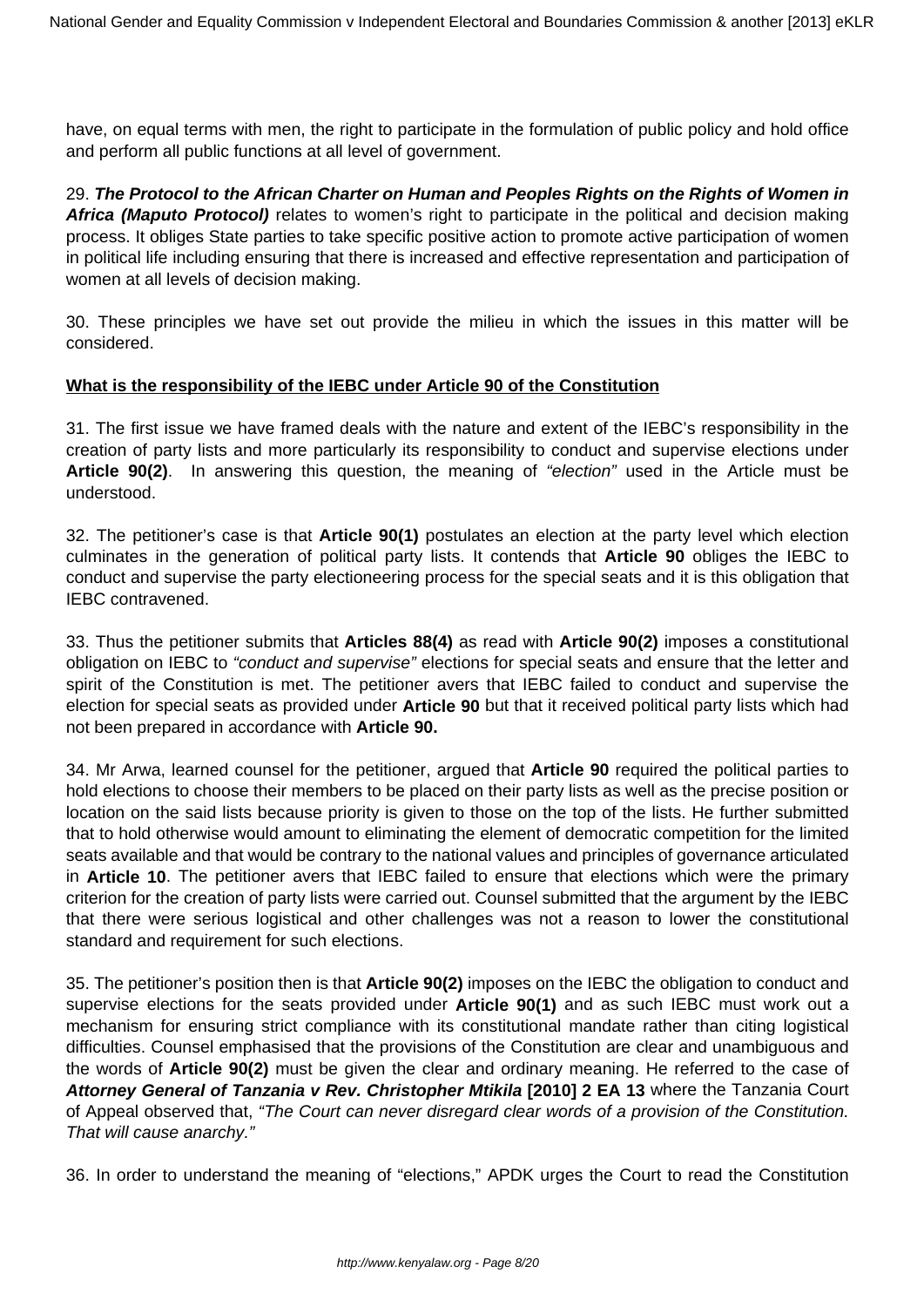have, on equal terms with men, the right to participate in the formulation of public policy and hold office and perform all public functions at all level of government.

29. ***The Protocol to the African Charter on Human and Peoples Rights on the Rights of Women in Africa (Maputo Protocol)*** relates to women's right to participate in the political and decision making process. It obliges State parties to take specific positive action to promote active participation of women in political life including ensuring that there is increased and effective representation and participation of women at all levels of decision making.

30. These principles we have set out provide the milieu in which the issues in this matter will be considered.

**What is the responsibility of the IEBC under Article 90 of the Constitution**

31. The first issue we have framed deals with the nature and extent of the IEBC's responsibility in the creation of party lists and more particularly its responsibility to conduct and supervise elections under **Article 90(2)**. In answering this question, the meaning of *"election"* used in the Article must be understood.

32. The petitioner's case is that **Article 90(1)** postulates an election at the party level which election culminates in the generation of political party lists. It contends that **Article 90** obliges the IEBC to conduct and supervise the party electioneering process for the special seats and it is this obligation that IEBC contravened.

33. Thus the petitioner submits that **Articles 88(4)** as read with **Article 90(2)** imposes a constitutional obligation on IEBC to *"conduct and supervise"* elections for special seats and ensure that the letter and spirit of the Constitution is met. The petitioner avers that IEBC failed to conduct and supervise the election for special seats as provided under **Article 90** but that it received political party lists which had not been prepared in accordance with **Article 90.**

34. Mr Arwa, learned counsel for the petitioner, argued that **Article 90** required the political parties to hold elections to choose their members to be placed on their party lists as well as the precise position or location on the said lists because priority is given to those on the top of the lists. He further submitted that to hold otherwise would amount to eliminating the element of democratic competition for the limited seats available and that would be contrary to the national values and principles of governance articulated in **Article 10**. The petitioner avers that IEBC failed to ensure that elections which were the primary criterion for the creation of party lists were carried out. Counsel submitted that the argument by the IEBC that there were serious logistical and other challenges was not a reason to lower the constitutional standard and requirement for such elections.

35. The petitioner's position then is that **Article 90(2)** imposes on the IEBC the obligation to conduct and supervise elections for the seats provided under **Article 90(1)** and as such IEBC must work out a mechanism for ensuring strict compliance with its constitutional mandate rather than citing logistical difficulties. Counsel emphasised that the provisions of the Constitution are clear and unambiguous and the words of **Article 90(2)** must be given the clear and ordinary meaning. He referred to the case of ***Attorney General of Tanzania v Rev. Christopher Mtikila* [2010] 2 EA 13** where the Tanzania Court of Appeal observed that, *"The Court can never disregard clear words of a provision of the Constitution. That will cause anarchy."*

36. In order to understand the meaning of "elections," APDK urges the Court to read the Constitution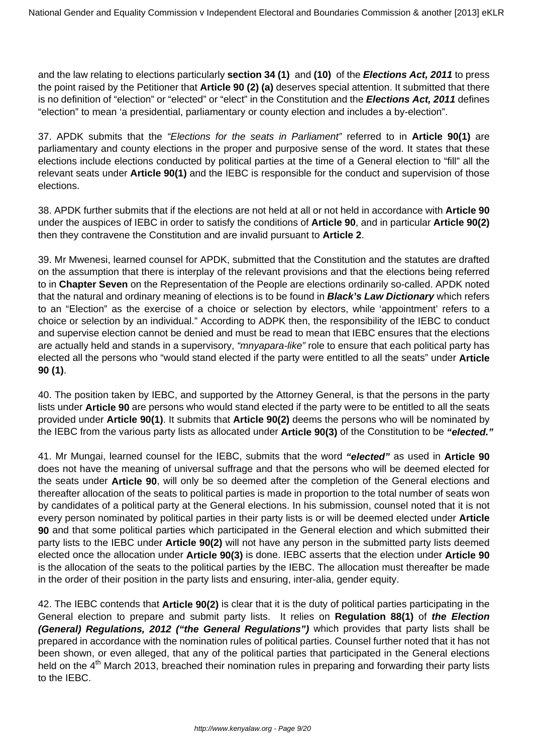and the law relating to elections particularly **section 34 (1)** and **(10)** of the ***Elections Act, 2011*** to press the point raised by the Petitioner that **Article 90 (2) (a)** deserves special attention. It submitted that there is no definition of "election" or "elected" or "elect" in the Constitution and the ***Elections Act, 2011*** defines "election" to mean 'a presidential, parliamentary or county election and includes a by-election".

37. APDK submits that the *"Elections for the seats in Parliament"* referred to in **Article 90(1)** are parliamentary and county elections in the proper and purposive sense of the word. It states that these elections include elections conducted by political parties at the time of a General election to "fill" all the relevant seats under **Article 90(1)** and the IEBC is responsible for the conduct and supervision of those elections.

38. APDK further submits that if the elections are not held at all or not held in accordance with **Article 90** under the auspices of IEBC in order to satisfy the conditions of **Article 90**, and in particular **Article 90(2)** then they contravene the Constitution and are invalid pursuant to **Article 2**.

39. Mr Mwenesi, learned counsel for APDK, submitted that the Constitution and the statutes are drafted on the assumption that there is interplay of the relevant provisions and that the elections being referred to in **Chapter Seven** on the Representation of the People are elections ordinarily so-called. APDK noted that the natural and ordinary meaning of elections is to be found in ***Black's Law Dictionary*** which refers to an "Election" as the exercise of a choice or selection by electors, while 'appointment' refers to a choice or selection by an individual." According to ADPK then, the responsibility of the IEBC to conduct and supervise election cannot be denied and must be read to mean that IEBC ensures that the elections are actually held and stands in a supervisory, *"mnyapara-like"* role to ensure that each political party has elected all the persons who "would stand elected if the party were entitled to all the seats" under **Article 90 (1)**.

40. The position taken by IEBC, and supported by the Attorney General, is that the persons in the party lists under **Article 90** are persons who would stand elected if the party were to be entitled to all the seats provided under **Article 90(1)**. It submits that **Article 90(2)** deems the persons who will be nominated by the IEBC from the various party lists as allocated under **Article 90(3)** of the Constitution to be ***"elected."***

41. Mr Mungai, learned counsel for the IEBC, submits that the word ***"elected"*** as used in **Article 90** does not have the meaning of universal suffrage and that the persons who will be deemed elected for the seats under **Article 90**, will only be so deemed after the completion of the General elections and thereafter allocation of the seats to political parties is made in proportion to the total number of seats won by candidates of a political party at the General elections. In his submission, counsel noted that it is not every person nominated by political parties in their party lists is or will be deemed elected under **Article 90** and that some political parties which participated in the General election and which submitted their party lists to the IEBC under **Article 90(2)** will not have any person in the submitted party lists deemed elected once the allocation under **Article 90(3)** is done. IEBC asserts that the election under **Article 90** is the allocation of the seats to the political parties by the IEBC. The allocation must thereafter be made in the order of their position in the party lists and ensuring, inter-alia, gender equity.

42. The IEBC contends that **Article 90(2)** is clear that it is the duty of political parties participating in the General election to prepare and submit party lists. It relies on **Regulation 88(1)** of ***the Election (General) Regulations, 2012 ("the General Regulations")*** which provides that party lists shall be prepared in accordance with the nomination rules of political parties. Counsel further noted that it has not been shown, or even alleged, that any of the political parties that participated in the General elections held on the 4th March 2013, breached their nomination rules in preparing and forwarding their party lists to the IEBC.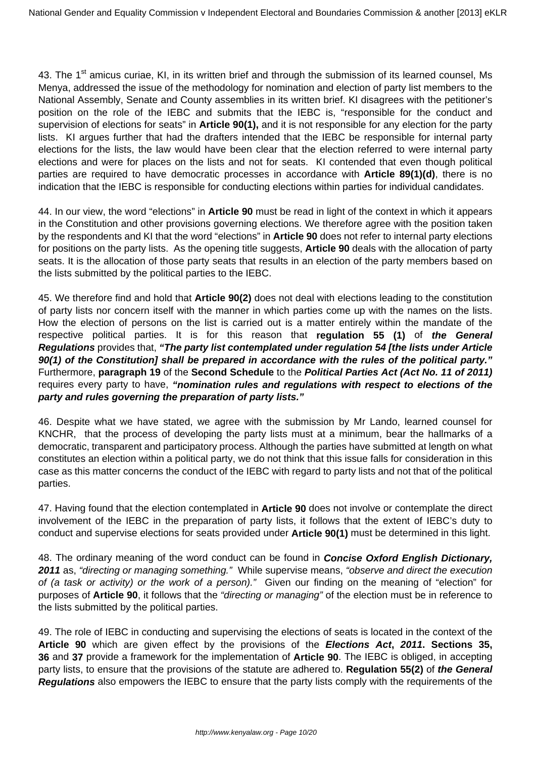43. The 1st amicus curiae, KI, in its written brief and through the submission of its learned counsel, Ms Menya, addressed the issue of the methodology for nomination and election of party list members to the National Assembly, Senate and County assemblies in its written brief. KI disagrees with the petitioner's position on the role of the IEBC and submits that the IEBC is, "responsible for the conduct and supervision of elections for seats" in **Article 90(1),** and it is not responsible for any election for the party lists. KI argues further that had the drafters intended that the IEBC be responsible for internal party elections for the lists, the law would have been clear that the election referred to were internal party elections and were for places on the lists and not for seats. KI contended that even though political parties are required to have democratic processes in accordance with **Article 89(1)(d)**, there is no indication that the IEBC is responsible for conducting elections within parties for individual candidates.

44. In our view, the word "elections" in **Article 90** must be read in light of the context in which it appears in the Constitution and other provisions governing elections. We therefore agree with the position taken by the respondents and KI that the word "elections" in **Article 90** does not refer to internal party elections for positions on the party lists. As the opening title suggests, **Article 90** deals with the allocation of party seats. It is the allocation of those party seats that results in an election of the party members based on the lists submitted by the political parties to the IEBC.

45. We therefore find and hold that **Article 90(2)** does not deal with elections leading to the constitution of party lists nor concern itself with the manner in which parties come up with the names on the lists. How the election of persons on the list is carried out is a matter entirely within the mandate of the respective political parties. It is for this reason that **regulation 55 (1)** of ***the General Regulations*** provides that, ***"The party list contemplated under regulation 54 [the lists under Article 90(1) of the Constitution] shall be prepared in accordance with the rules of the political party."*** Furthermore, **paragraph 19** of the **Second Schedule** to the ***Political Parties Act (Act No. 11 of 2011)*** requires every party to have, ***"nomination rules and regulations with respect to elections of the party and rules governing the preparation of party lists."***

46. Despite what we have stated, we agree with the submission by Mr Lando, learned counsel for KNCHR, that the process of developing the party lists must at a minimum, bear the hallmarks of a democratic, transparent and participatory process. Although the parties have submitted at length on what constitutes an election within a political party, we do not think that this issue falls for consideration in this case as this matter concerns the conduct of the IEBC with regard to party lists and not that of the political parties.

47. Having found that the election contemplated in **Article 90** does not involve or contemplate the direct involvement of the IEBC in the preparation of party lists, it follows that the extent of IEBC's duty to conduct and supervise elections for seats provided under **Article 90(1)** must be determined in this light.

48. The ordinary meaning of the word conduct can be found in ***Concise Oxford English Dictionary, 2011*** as, *"directing or managing something."* While supervise means, *"observe and direct the execution of (a task or activity) or the work of a person)."* Given our finding on the meaning of "election" for purposes of **Article 90**, it follows that the *"directing or managing"* of the election must be in reference to the lists submitted by the political parties.

49. The role of IEBC in conducting and supervising the elections of seats is located in the context of the **Article 90** which are given effect by the provisions of the ***Elections Act*, *2011*. Sections 35, 36** and **37** provide a framework for the implementation of **Article 90**. The IEBC is obliged, in accepting party lists, to ensure that the provisions of the statute are adhered to. **Regulation 55(2)** of ***the General Regulations*** also empowers the IEBC to ensure that the party lists comply with the requirements of the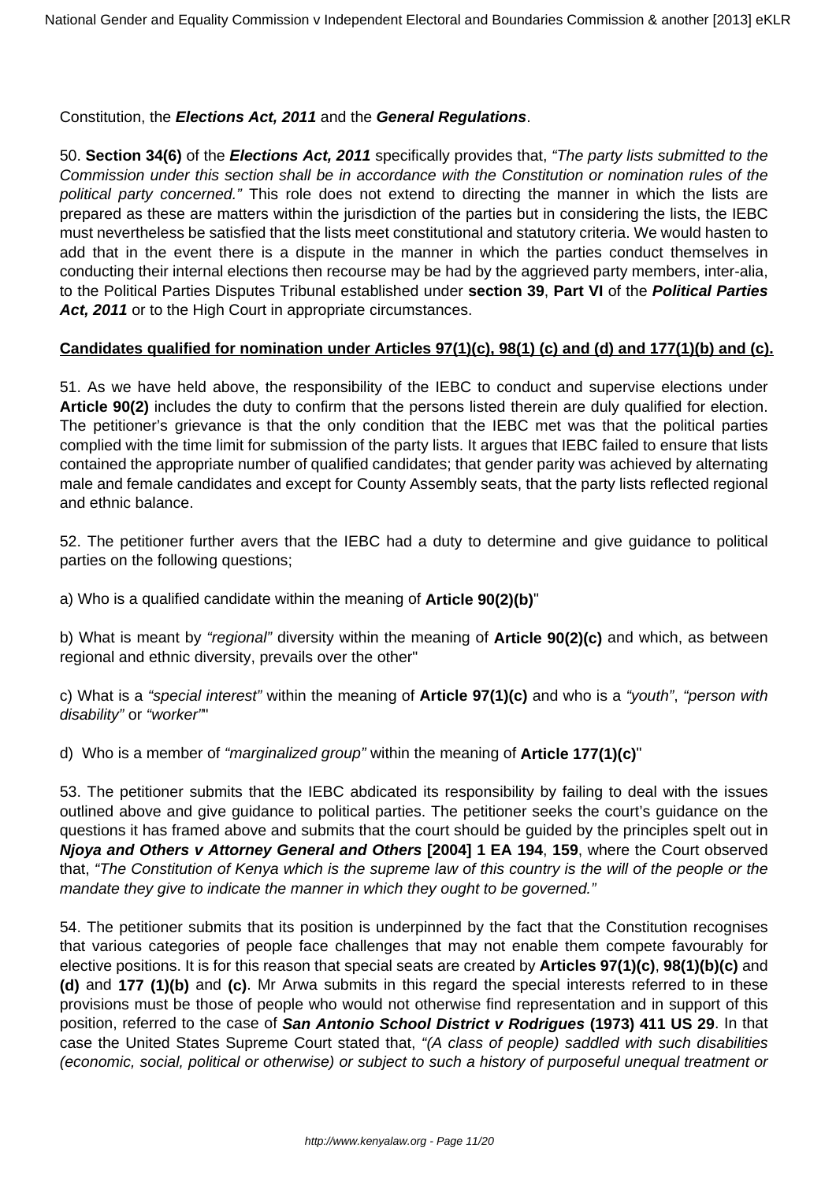Constitution, the ***Elections Act, 2011*** and the ***General Regulations***.

50. **Section 34(6)** of the ***Elections Act, 2011*** specifically provides that, *"The party lists submitted to the Commission under this section shall be in accordance with the Constitution or nomination rules of the political party concerned."* This role does not extend to directing the manner in which the lists are prepared as these are matters within the jurisdiction of the parties but in considering the lists, the IEBC must nevertheless be satisfied that the lists meet constitutional and statutory criteria. We would hasten to add that in the event there is a dispute in the manner in which the parties conduct themselves in conducting their internal elections then recourse may be had by the aggrieved party members, inter-alia, to the Political Parties Disputes Tribunal established under **section 39**, **Part VI** of the ***Political Parties Act, 2011*** or to the High Court in appropriate circumstances.

**Candidates qualified for nomination under Articles 97(1)(c), 98(1) (c) and (d) and 177(1)(b) and (c).**

51. As we have held above, the responsibility of the IEBC to conduct and supervise elections under **Article 90(2)** includes the duty to confirm that the persons listed therein are duly qualified for election. The petitioner's grievance is that the only condition that the IEBC met was that the political parties complied with the time limit for submission of the party lists. It argues that IEBC failed to ensure that lists contained the appropriate number of qualified candidates; that gender parity was achieved by alternating male and female candidates and except for County Assembly seats, that the party lists reflected regional and ethnic balance.

52. The petitioner further avers that the IEBC had a duty to determine and give guidance to political parties on the following questions;

a) Who is a qualified candidate within the meaning of **Article 90(2)(b)**"

b) What is meant by *"regional"* diversity within the meaning of **Article 90(2)(c)** and which, as between regional and ethnic diversity, prevails over the other"

c) What is a *"special interest"* within the meaning of **Article 97(1)(c)** and who is a *"youth"*, *"person with disability"* or *"worker"*"

d) Who is a member of *"marginalized group"* within the meaning of **Article 177(1)(c)**"

53. The petitioner submits that the IEBC abdicated its responsibility by failing to deal with the issues outlined above and give guidance to political parties. The petitioner seeks the court's guidance on the questions it has framed above and submits that the court should be guided by the principles spelt out in ***Njoya and Others v Attorney General and Others*** **[2004] 1 EA 194**, **159**, where the Court observed that, *"The Constitution of Kenya which is the supreme law of this country is the will of the people or the mandate they give to indicate the manner in which they ought to be governed."*

54. The petitioner submits that its position is underpinned by the fact that the Constitution recognises that various categories of people face challenges that may not enable them compete favourably for elective positions. It is for this reason that special seats are created by **Articles 97(1)(c)**, **98(1)(b)(c)** and **(d)** and **177 (1)(b)** and **(c)**. Mr Arwa submits in this regard the special interests referred to in these provisions must be those of people who would not otherwise find representation and in support of this position, referred to the case of ***San Antonio School District v Rodrigues*** **(1973) 411 US 29**. In that case the United States Supreme Court stated that, *"(A class of people) saddled with such disabilities (economic, social, political or otherwise) or subject to such a history of purposeful unequal treatment or*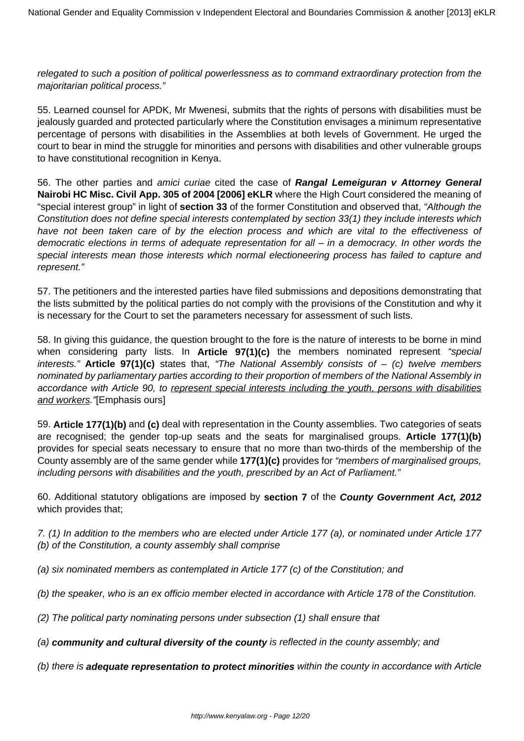*relegated to such a position of political powerlessness as to command extraordinary protection from the majoritarian political process."*

55. Learned counsel for APDK, Mr Mwenesi, submits that the rights of persons with disabilities must be jealously guarded and protected particularly where the Constitution envisages a minimum representative percentage of persons with disabilities in the Assemblies at both levels of Government. He urged the court to bear in mind the struggle for minorities and persons with disabilities and other vulnerable groups to have constitutional recognition in Kenya.

56. The other parties and *amici curiae* cited the case of **Rangal Lemeiguran v Attorney General Nairobi HC Misc. Civil App. 305 of 2004 [2006] eKLR** where the High Court considered the meaning of "special interest group" in light of **section 33** of the former Constitution and observed that, *"Although the Constitution does not define special interests contemplated by section 33(1) they include interests which have not been taken care of by the election process and which are vital to the effectiveness of democratic elections in terms of adequate representation for all – in a democracy. In other words the special interests mean those interests which normal electioneering process has failed to capture and represent."*

57. The petitioners and the interested parties have filed submissions and depositions demonstrating that the lists submitted by the political parties do not comply with the provisions of the Constitution and why it is necessary for the Court to set the parameters necessary for assessment of such lists.

58. In giving this guidance, the question brought to the fore is the nature of interests to be borne in mind when considering party lists. In **Article 97(1)(c)** the members nominated represent *"special interests."* **Article 97(1)(c)** states that, *"The National Assembly consists of – (c) twelve members nominated by parliamentary parties according to their proportion of members of the National Assembly in accordance with Article 90, to <u>represent special interests including the youth, persons with disabilities and workers</u>."*[Emphasis ours]

59. **Article 177(1)(b)** and **(c)** deal with representation in the County assemblies. Two categories of seats are recognised; the gender top-up seats and the seats for marginalised groups. **Article 177(1)(b)** provides for special seats necessary to ensure that no more than two-thirds of the membership of the County assembly are of the same gender while **177(1)(c)** provides for *"members of marginalised groups, including persons with disabilities and the youth, prescribed by an Act of Parliament."*

60. Additional statutory obligations are imposed by **section 7** of the ***County Government Act, 2012*** which provides that;

*7. (1) In addition to the members who are elected under Article 177 (a), or nominated under Article 177 (b) of the Constitution, a county assembly shall comprise*

*(a) six nominated members as contemplated in Article 177 (c) of the Constitution; and*

*(b) the speaker, who is an ex officio member elected in accordance with Article 178 of the Constitution.*

*(2) The political party nominating persons under subsection (1) shall ensure that*

*(a)* ***community and cultural diversity of the county*** *is reflected in the county assembly; and*

*(b) there is* ***adequate representation to protect minorities*** *within the county in accordance with Article*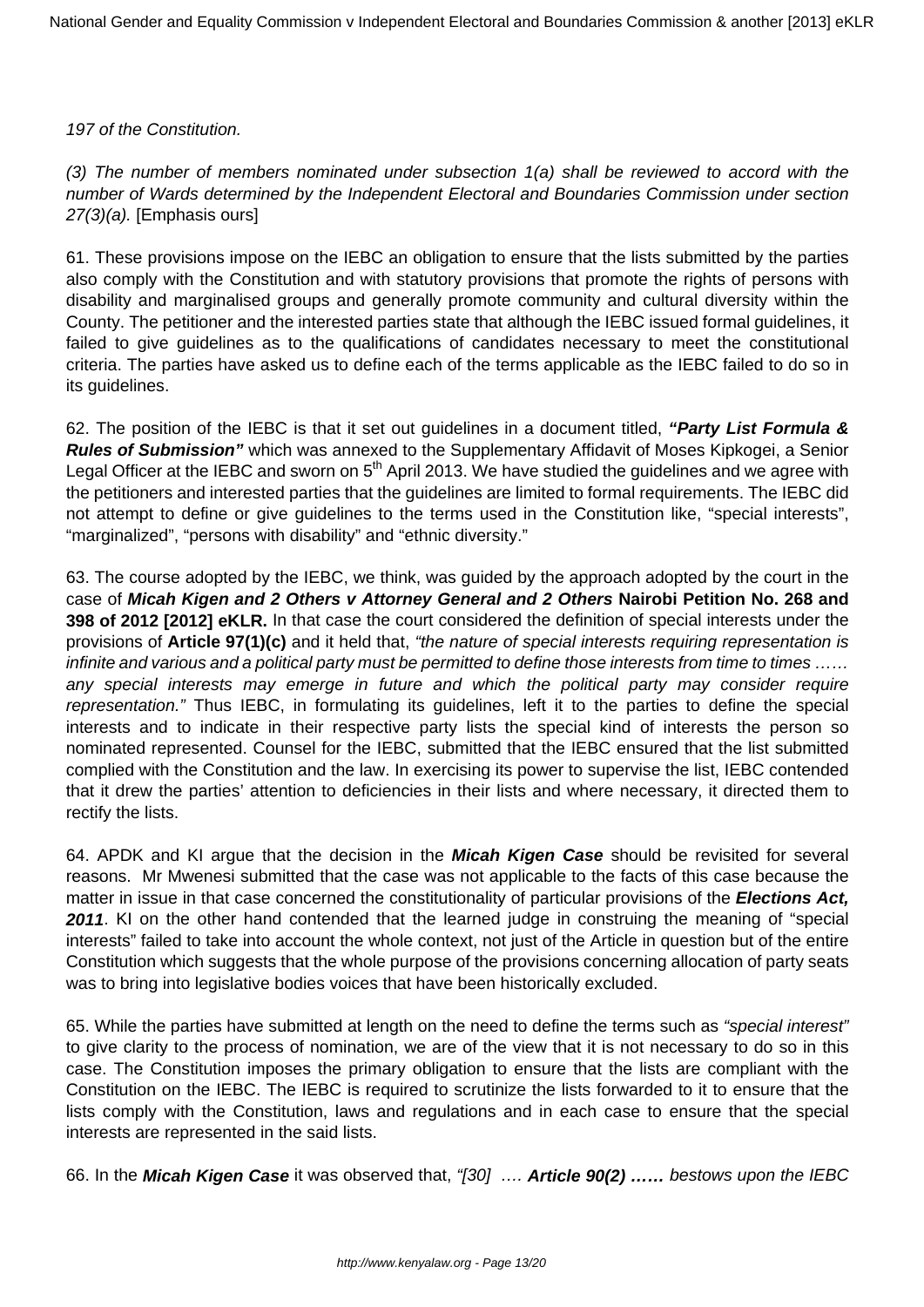*197 of the Constitution.*

*(3) The number of members nominated under subsection 1(a) shall be reviewed to accord with the number of Wards determined by the Independent Electoral and Boundaries Commission under section 27(3)(a).* [Emphasis ours]

61. These provisions impose on the IEBC an obligation to ensure that the lists submitted by the parties also comply with the Constitution and with statutory provisions that promote the rights of persons with disability and marginalised groups and generally promote community and cultural diversity within the County. The petitioner and the interested parties state that although the IEBC issued formal guidelines, it failed to give guidelines as to the qualifications of candidates necessary to meet the constitutional criteria. The parties have asked us to define each of the terms applicable as the IEBC failed to do so in its guidelines.

62. The position of the IEBC is that it set out guidelines in a document titled, ***"Party List Formula & Rules of Submission"*** which was annexed to the Supplementary Affidavit of Moses Kipkogei, a Senior Legal Officer at the IEBC and sworn on 5th April 2013. We have studied the guidelines and we agree with the petitioners and interested parties that the guidelines are limited to formal requirements. The IEBC did not attempt to define or give guidelines to the terms used in the Constitution like, "special interests", "marginalized", "persons with disability" and "ethnic diversity."

63. The course adopted by the IEBC, we think, was guided by the approach adopted by the court in the case of ***Micah Kigen and 2 Others v Attorney General and 2 Others*** **Nairobi Petition No. 268 and 398 of 2012 [2012] eKLR.** In that case the court considered the definition of special interests under the provisions of **Article 97(1)(c)** and it held that, *"the nature of special interests requiring representation is infinite and various and a political party must be permitted to define those interests from time to times …… any special interests may emerge in future and which the political party may consider require representation."* Thus IEBC, in formulating its guidelines, left it to the parties to define the special interests and to indicate in their respective party lists the special kind of interests the person so nominated represented. Counsel for the IEBC, submitted that the IEBC ensured that the list submitted complied with the Constitution and the law. In exercising its power to supervise the list, IEBC contended that it drew the parties' attention to deficiencies in their lists and where necessary, it directed them to rectify the lists.

64. APDK and KI argue that the decision in the ***Micah Kigen Case*** should be revisited for several reasons. Mr Mwenesi submitted that the case was not applicable to the facts of this case because the matter in issue in that case concerned the constitutionality of particular provisions of the ***Elections Act, 2011***. KI on the other hand contended that the learned judge in construing the meaning of "special interests" failed to take into account the whole context, not just of the Article in question but of the entire Constitution which suggests that the whole purpose of the provisions concerning allocation of party seats was to bring into legislative bodies voices that have been historically excluded.

65. While the parties have submitted at length on the need to define the terms such as *"special interest"* to give clarity to the process of nomination, we are of the view that it is not necessary to do so in this case. The Constitution imposes the primary obligation to ensure that the lists are compliant with the Constitution on the IEBC. The IEBC is required to scrutinize the lists forwarded to it to ensure that the lists comply with the Constitution, laws and regulations and in each case to ensure that the special interests are represented in the said lists.

66. In the ***Micah Kigen Case*** it was observed that, *"[30] ….* ***Article 90(2) ……*** *bestows upon the IEBC*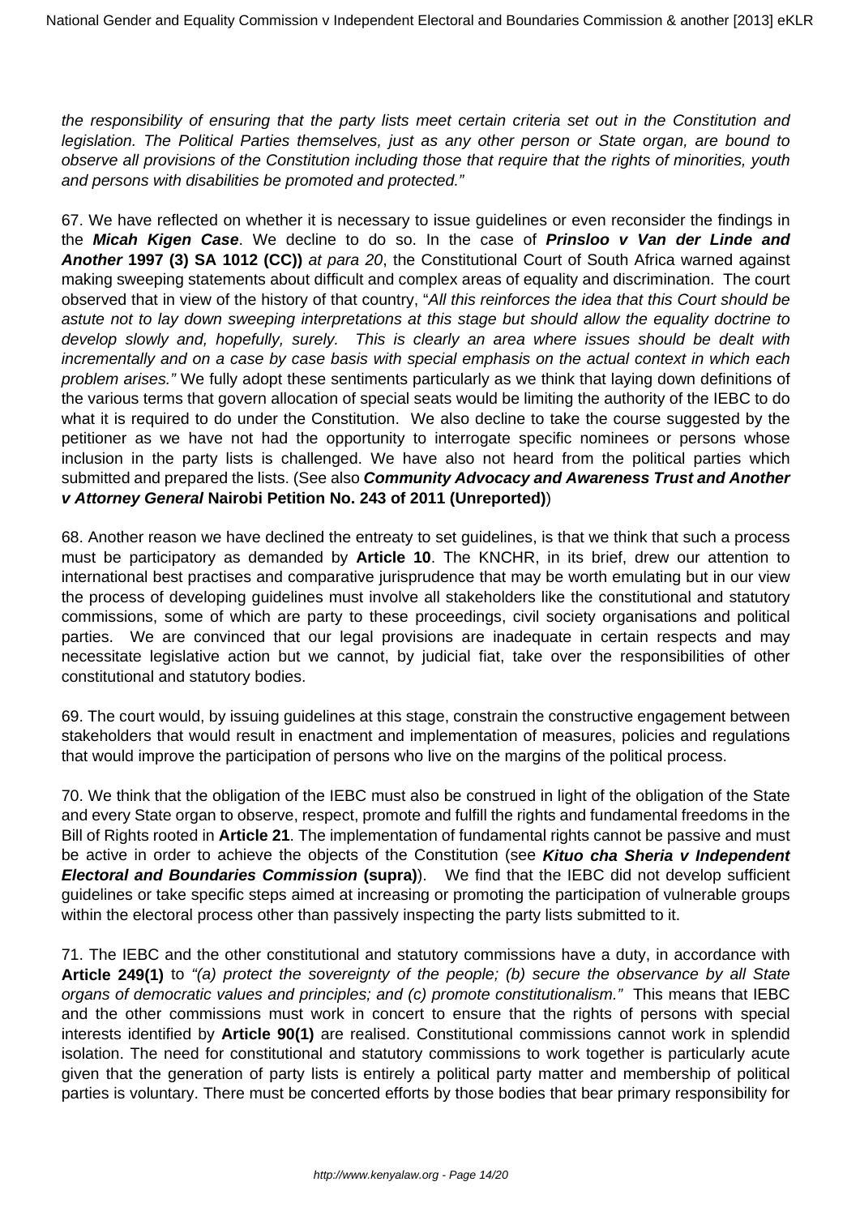*the responsibility of ensuring that the party lists meet certain criteria set out in the Constitution and legislation. The Political Parties themselves, just as any other person or State organ, are bound to observe all provisions of the Constitution including those that require that the rights of minorities, youth and persons with disabilities be promoted and protected."*

67. We have reflected on whether it is necessary to issue guidelines or even reconsider the findings in the ***Micah Kigen Case***. We decline to do so. In the case of ***Prinsloo v Van der Linde and Another* 1997 (3) SA 1012 (CC))** *at para 20*, the Constitutional Court of South Africa warned against making sweeping statements about difficult and complex areas of equality and discrimination. The court observed that in view of the history of that country, "*All this reinforces the idea that this Court should be astute not to lay down sweeping interpretations at this stage but should allow the equality doctrine to develop slowly and, hopefully, surely. This is clearly an area where issues should be dealt with incrementally and on a case by case basis with special emphasis on the actual context in which each problem arises."* We fully adopt these sentiments particularly as we think that laying down definitions of the various terms that govern allocation of special seats would be limiting the authority of the IEBC to do what it is required to do under the Constitution. We also decline to take the course suggested by the petitioner as we have not had the opportunity to interrogate specific nominees or persons whose inclusion in the party lists is challenged. We have also not heard from the political parties which submitted and prepared the lists. (See also ***Community Advocacy and Awareness Trust and Another v Attorney General* Nairobi Petition No. 243 of 2011 (Unreported)**)

68. Another reason we have declined the entreaty to set guidelines, is that we think that such a process must be participatory as demanded by **Article 10**. The KNCHR, in its brief, drew our attention to international best practises and comparative jurisprudence that may be worth emulating but in our view the process of developing guidelines must involve all stakeholders like the constitutional and statutory commissions, some of which are party to these proceedings, civil society organisations and political parties. We are convinced that our legal provisions are inadequate in certain respects and may necessitate legislative action but we cannot, by judicial fiat, take over the responsibilities of other constitutional and statutory bodies.

69. The court would, by issuing guidelines at this stage, constrain the constructive engagement between stakeholders that would result in enactment and implementation of measures, policies and regulations that would improve the participation of persons who live on the margins of the political process.

70. We think that the obligation of the IEBC must also be construed in light of the obligation of the State and every State organ to observe, respect, promote and fulfill the rights and fundamental freedoms in the Bill of Rights rooted in **Article 21**. The implementation of fundamental rights cannot be passive and must be active in order to achieve the objects of the Constitution (see ***Kituo cha Sheria v Independent Electoral and Boundaries Commission* (supra)**). We find that the IEBC did not develop sufficient guidelines or take specific steps aimed at increasing or promoting the participation of vulnerable groups within the electoral process other than passively inspecting the party lists submitted to it.

71. The IEBC and the other constitutional and statutory commissions have a duty, in accordance with **Article 249(1)** to *"(a) protect the sovereignty of the people; (b) secure the observance by all State organs of democratic values and principles; and (c) promote constitutionalism."* This means that IEBC and the other commissions must work in concert to ensure that the rights of persons with special interests identified by **Article 90(1)** are realised. Constitutional commissions cannot work in splendid isolation. The need for constitutional and statutory commissions to work together is particularly acute given that the generation of party lists is entirely a political party matter and membership of political parties is voluntary. There must be concerted efforts by those bodies that bear primary responsibility for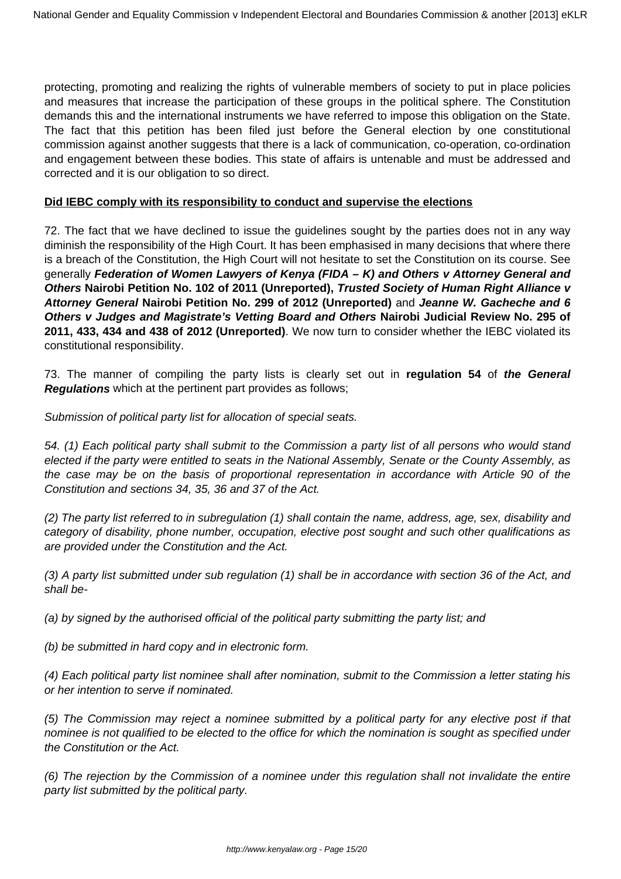protecting, promoting and realizing the rights of vulnerable members of society to put in place policies and measures that increase the participation of these groups in the political sphere. The Constitution demands this and the international instruments we have referred to impose this obligation on the State. The fact that this petition has been filed just before the General election by one constitutional commission against another suggests that there is a lack of communication, co-operation, co-ordination and engagement between these bodies. This state of affairs is untenable and must be addressed and corrected and it is our obligation to so direct.

**Did IEBC comply with its responsibility to conduct and supervise the elections**

72. The fact that we have declined to issue the guidelines sought by the parties does not in any way diminish the responsibility of the High Court. It has been emphasised in many decisions that where there is a breach of the Constitution, the High Court will not hesitate to set the Constitution on its course. See generally ***Federation of Women Lawyers of Kenya (FIDA – K) and Others v Attorney General and Others*** **Nairobi Petition No. 102 of 2011 (Unreported),** ***Trusted Society of Human Right Alliance v Attorney General*** **Nairobi Petition No. 299 of 2012 (Unreported)** and ***Jeanne W. Gacheche and 6 Others v Judges and Magistrate's Vetting Board and Others*** **Nairobi Judicial Review No. 295 of 2011, 433, 434 and 438 of 2012 (Unreported)**. We now turn to consider whether the IEBC violated its constitutional responsibility.

73. The manner of compiling the party lists is clearly set out in **regulation 54** of ***the General Regulations*** which at the pertinent part provides as follows;

*Submission of political party list for allocation of special seats.*

*54. (1) Each political party shall submit to the Commission a party list of all persons who would stand elected if the party were entitled to seats in the National Assembly, Senate or the County Assembly, as the case may be on the basis of proportional representation in accordance with Article 90 of the Constitution and sections 34, 35, 36 and 37 of the Act.*

*(2) The party list referred to in subregulation (1) shall contain the name, address, age, sex, disability and category of disability, phone number, occupation, elective post sought and such other qualifications as are provided under the Constitution and the Act.*

*(3) A party list submitted under sub regulation (1) shall be in accordance with section 36 of the Act, and shall be-*

*(a) by signed by the authorised official of the political party submitting the party list; and*

*(b) be submitted in hard copy and in electronic form.*

*(4) Each political party list nominee shall after nomination, submit to the Commission a letter stating his or her intention to serve if nominated.*

*(5) The Commission may reject a nominee submitted by a political party for any elective post if that nominee is not qualified to be elected to the office for which the nomination is sought as specified under the Constitution or the Act.*

*(6) The rejection by the Commission of a nominee under this regulation shall not invalidate the entire party list submitted by the political party.*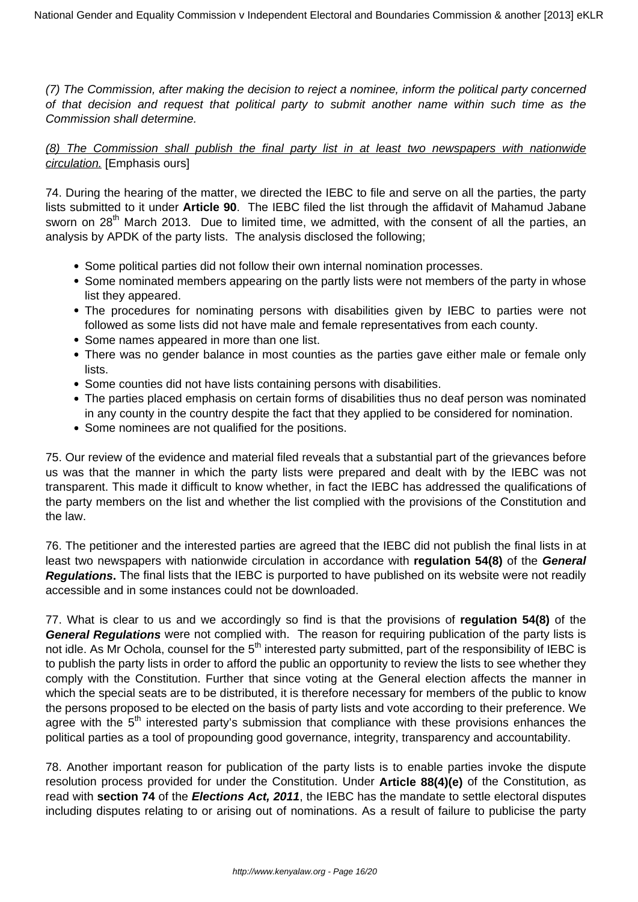*(7) The Commission, after making the decision to reject a nominee, inform the political party concerned of that decision and request that political party to submit another name within such time as the Commission shall determine.*

*<u>(8) The Commission shall publish the final party list in at least two newspapers with nationwide circulation.</u>* [Emphasis ours]

74. During the hearing of the matter, we directed the IEBC to file and serve on all the parties, the party lists submitted to it under **Article 90**. The IEBC filed the list through the affidavit of Mahamud Jabane sworn on 28th March 2013. Due to limited time, we admitted, with the consent of all the parties, an analysis by APDK of the party lists. The analysis disclosed the following;

- Some political parties did not follow their own internal nomination processes.
- Some nominated members appearing on the partly lists were not members of the party in whose list they appeared.
- The procedures for nominating persons with disabilities given by IEBC to parties were not followed as some lists did not have male and female representatives from each county.
- Some names appeared in more than one list.
- There was no gender balance in most counties as the parties gave either male or female only lists.
- Some counties did not have lists containing persons with disabilities.
- The parties placed emphasis on certain forms of disabilities thus no deaf person was nominated in any county in the country despite the fact that they applied to be considered for nomination.
- Some nominees are not qualified for the positions.

75. Our review of the evidence and material filed reveals that a substantial part of the grievances before us was that the manner in which the party lists were prepared and dealt with by the IEBC was not transparent. This made it difficult to know whether, in fact the IEBC has addressed the qualifications of the party members on the list and whether the list complied with the provisions of the Constitution and the law.

76. The petitioner and the interested parties are agreed that the IEBC did not publish the final lists in at least two newspapers with nationwide circulation in accordance with **regulation 54(8)** of the ***General Regulations*****.** The final lists that the IEBC is purported to have published on its website were not readily accessible and in some instances could not be downloaded.

77. What is clear to us and we accordingly so find is that the provisions of **regulation 54(8)** of the ***General Regulations*** were not complied with. The reason for requiring publication of the party lists is not idle. As Mr Ochola, counsel for the 5th interested party submitted, part of the responsibility of IEBC is to publish the party lists in order to afford the public an opportunity to review the lists to see whether they comply with the Constitution. Further that since voting at the General election affects the manner in which the special seats are to be distributed, it is therefore necessary for members of the public to know the persons proposed to be elected on the basis of party lists and vote according to their preference. We agree with the 5th interested party's submission that compliance with these provisions enhances the political parties as a tool of propounding good governance, integrity, transparency and accountability.

78. Another important reason for publication of the party lists is to enable parties invoke the dispute resolution process provided for under the Constitution. Under **Article 88(4)(e)** of the Constitution, as read with **section 74** of the ***Elections Act, 2011***, the IEBC has the mandate to settle electoral disputes including disputes relating to or arising out of nominations. As a result of failure to publicise the party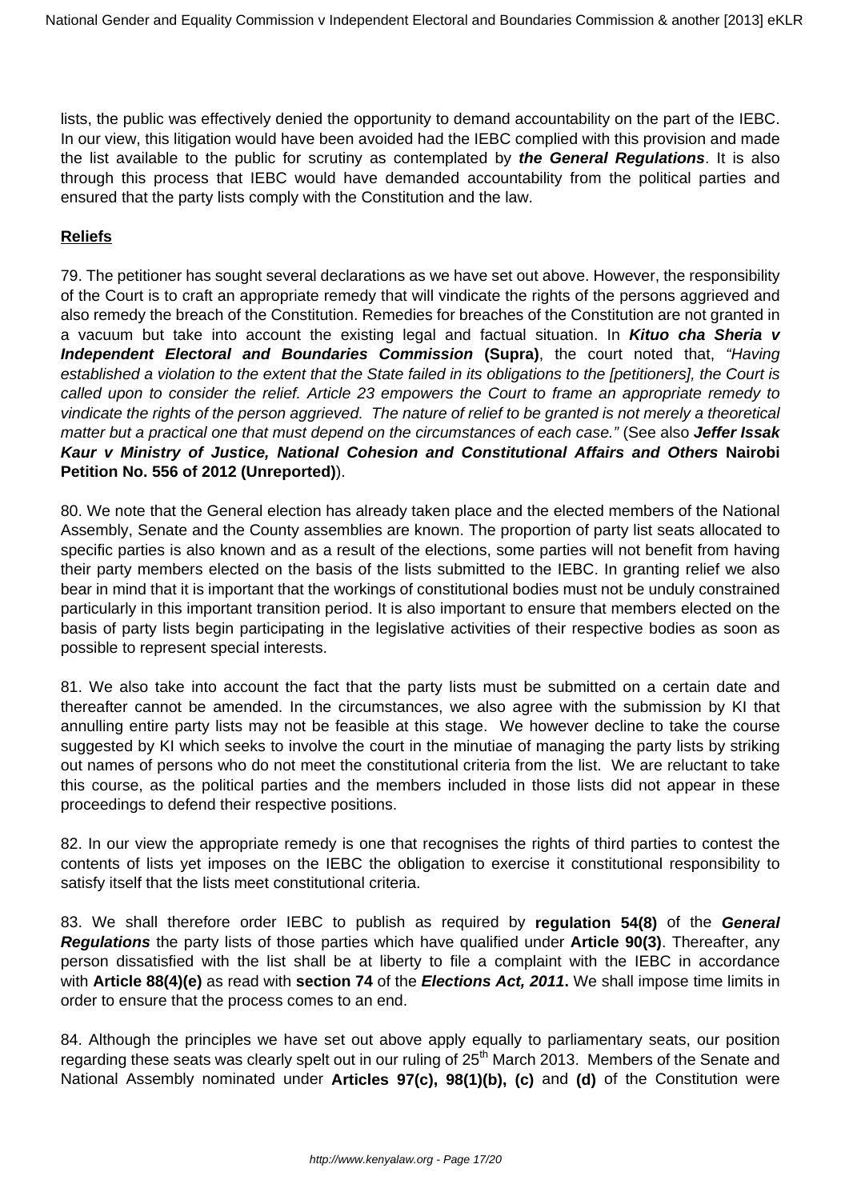lists, the public was effectively denied the opportunity to demand accountability on the part of the IEBC. In our view, this litigation would have been avoided had the IEBC complied with this provision and made the list available to the public for scrutiny as contemplated by ***the General Regulations***. It is also through this process that IEBC would have demanded accountability from the political parties and ensured that the party lists comply with the Constitution and the law.

**Reliefs**

79. The petitioner has sought several declarations as we have set out above. However, the responsibility of the Court is to craft an appropriate remedy that will vindicate the rights of the persons aggrieved and also remedy the breach of the Constitution. Remedies for breaches of the Constitution are not granted in a vacuum but take into account the existing legal and factual situation. In ***Kituo cha Sheria v Independent Electoral and Boundaries Commission*** **(Supra)**, the court noted that, *"Having established a violation to the extent that the State failed in its obligations to the [petitioners], the Court is called upon to consider the relief. Article 23 empowers the Court to frame an appropriate remedy to vindicate the rights of the person aggrieved. The nature of relief to be granted is not merely a theoretical matter but a practical one that must depend on the circumstances of each case."* (See also ***Jeffer Issak Kaur v Ministry of Justice, National Cohesion and Constitutional Affairs and Others*** **Nairobi Petition No. 556 of 2012 (Unreported)**).

80. We note that the General election has already taken place and the elected members of the National Assembly, Senate and the County assemblies are known. The proportion of party list seats allocated to specific parties is also known and as a result of the elections, some parties will not benefit from having their party members elected on the basis of the lists submitted to the IEBC. In granting relief we also bear in mind that it is important that the workings of constitutional bodies must not be unduly constrained particularly in this important transition period. It is also important to ensure that members elected on the basis of party lists begin participating in the legislative activities of their respective bodies as soon as possible to represent special interests.

81. We also take into account the fact that the party lists must be submitted on a certain date and thereafter cannot be amended. In the circumstances, we also agree with the submission by KI that annulling entire party lists may not be feasible at this stage. We however decline to take the course suggested by KI which seeks to involve the court in the minutiae of managing the party lists by striking out names of persons who do not meet the constitutional criteria from the list. We are reluctant to take this course, as the political parties and the members included in those lists did not appear in these proceedings to defend their respective positions.

82. In our view the appropriate remedy is one that recognises the rights of third parties to contest the contents of lists yet imposes on the IEBC the obligation to exercise it constitutional responsibility to satisfy itself that the lists meet constitutional criteria.

83. We shall therefore order IEBC to publish as required by **regulation 54(8)** of the ***General Regulations*** the party lists of those parties which have qualified under **Article 90(3)**. Thereafter, any person dissatisfied with the list shall be at liberty to file a complaint with the IEBC in accordance with **Article 88(4)(e)** as read with **section 74** of the ***Elections Act, 2011***. We shall impose time limits in order to ensure that the process comes to an end.

84. Although the principles we have set out above apply equally to parliamentary seats, our position regarding these seats was clearly spelt out in our ruling of 25th March 2013. Members of the Senate and National Assembly nominated under **Articles 97(c), 98(1)(b), (c)** and **(d)** of the Constitution were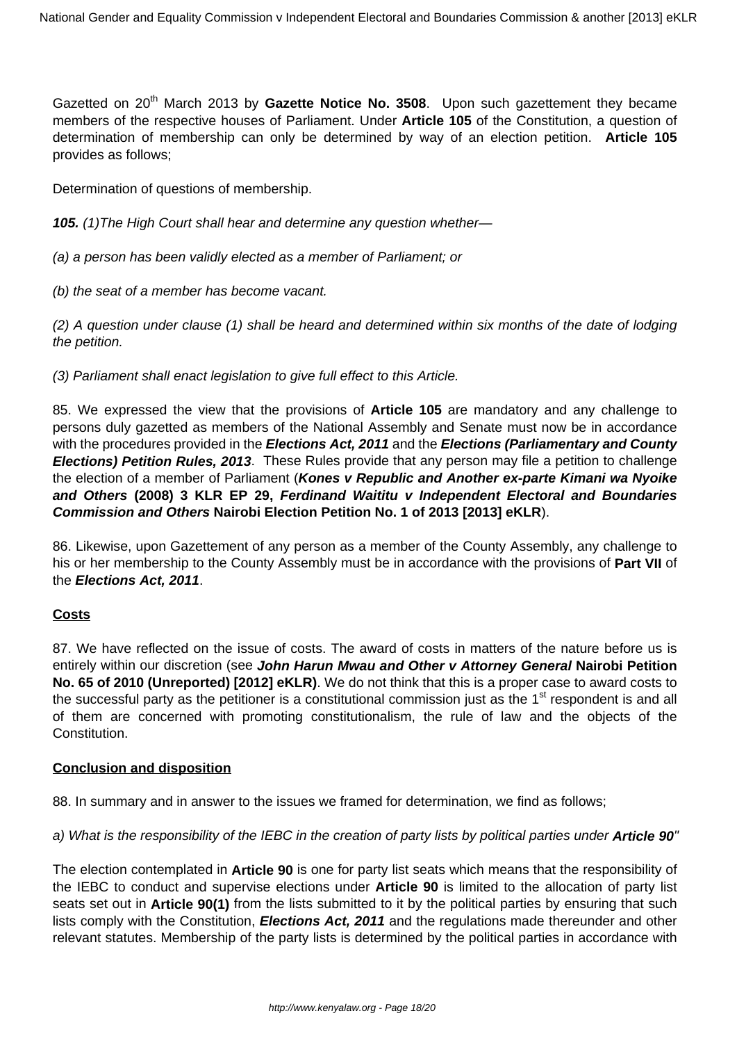Gazetted on 20th March 2013 by **Gazette Notice No. 3508**. Upon such gazettement they became members of the respective houses of Parliament. Under **Article 105** of the Constitution, a question of determination of membership can only be determined by way of an election petition. **Article 105** provides as follows;

Determination of questions of membership.

***105.*** *(1)The High Court shall hear and determine any question whether—*

*(a) a person has been validly elected as a member of Parliament; or*

*(b) the seat of a member has become vacant.*

*(2) A question under clause (1) shall be heard and determined within six months of the date of lodging the petition.*

*(3) Parliament shall enact legislation to give full effect to this Article.*

85. We expressed the view that the provisions of **Article 105** are mandatory and any challenge to persons duly gazetted as members of the National Assembly and Senate must now be in accordance with the procedures provided in the ***Elections Act, 2011*** and the ***Elections (Parliamentary and County Elections) Petition Rules, 2013***. These Rules provide that any person may file a petition to challenge the election of a member of Parliament (***Kones v Republic and Another ex-parte Kimani wa Nyoike and Others*** **(2008) 3 KLR EP 29,** ***Ferdinand Waititu v Independent Electoral and Boundaries Commission and Others*** **Nairobi Election Petition No. 1 of 2013 [2013] eKLR**).

86. Likewise, upon Gazettement of any person as a member of the County Assembly, any challenge to his or her membership to the County Assembly must be in accordance with the provisions of **Part VII** of the ***Elections Act, 2011***.

**Costs**

87. We have reflected on the issue of costs. The award of costs in matters of the nature before us is entirely within our discretion (see ***John Harun Mwau and Other v Attorney General*** **Nairobi Petition No. 65 of 2010 (Unreported) [2012] eKLR)**. We do not think that this is a proper case to award costs to the successful party as the petitioner is a constitutional commission just as the 1st respondent is and all of them are concerned with promoting constitutionalism, the rule of law and the objects of the Constitution.

**Conclusion and disposition**

88. In summary and in answer to the issues we framed for determination, we find as follows;

*a) What is the responsibility of the IEBC in the creation of party lists by political parties under* ***Article 90"***

The election contemplated in **Article 90** is one for party list seats which means that the responsibility of the IEBC to conduct and supervise elections under **Article 90** is limited to the allocation of party list seats set out in **Article 90(1)** from the lists submitted to it by the political parties by ensuring that such lists comply with the Constitution, ***Elections Act, 2011*** and the regulations made thereunder and other relevant statutes. Membership of the party lists is determined by the political parties in accordance with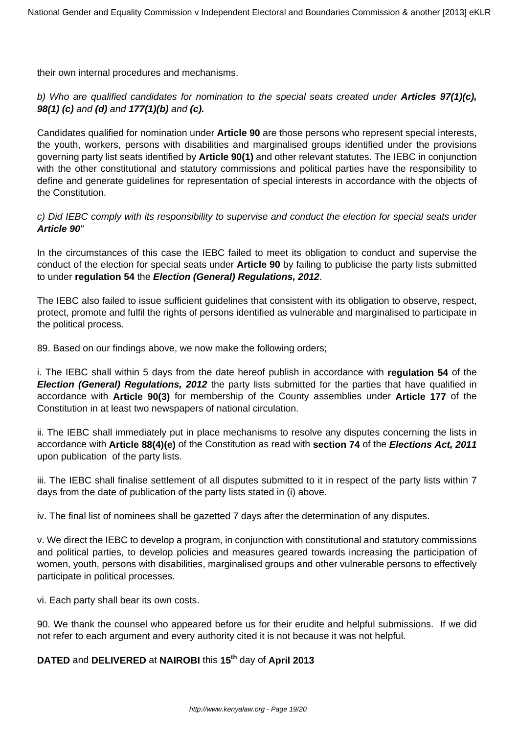their own internal procedures and mechanisms.

*b) Who are qualified candidates for nomination to the special seats created under **Articles 97(1)(c), 98(1) (c)** and **(d)** and **177(1)(b)** and **(c).***

Candidates qualified for nomination under **Article 90** are those persons who represent special interests, the youth, workers, persons with disabilities and marginalised groups identified under the provisions governing party list seats identified by **Article 90(1)** and other relevant statutes. The IEBC in conjunction with the other constitutional and statutory commissions and political parties have the responsibility to define and generate guidelines for representation of special interests in accordance with the objects of the Constitution.

*c) Did IEBC comply with its responsibility to supervise and conduct the election for special seats under **Article 90**"*

In the circumstances of this case the IEBC failed to meet its obligation to conduct and supervise the conduct of the election for special seats under **Article 90** by failing to publicise the party lists submitted to under **regulation 54** the ***Election (General) Regulations, 2012***.

The IEBC also failed to issue sufficient guidelines that consistent with its obligation to observe, respect, protect, promote and fulfil the rights of persons identified as vulnerable and marginalised to participate in the political process.

89. Based on our findings above, we now make the following orders;

i. The IEBC shall within 5 days from the date hereof publish in accordance with **regulation 54** of the ***Election (General) Regulations, 2012*** the party lists submitted for the parties that have qualified in accordance with **Article 90(3)** for membership of the County assemblies under **Article 177** of the Constitution in at least two newspapers of national circulation.

ii. The IEBC shall immediately put in place mechanisms to resolve any disputes concerning the lists in accordance with **Article 88(4)(e)** of the Constitution as read with **section 74** of the ***Elections Act, 2011*** upon publication of the party lists.

iii. The IEBC shall finalise settlement of all disputes submitted to it in respect of the party lists within 7 days from the date of publication of the party lists stated in (i) above.

iv. The final list of nominees shall be gazetted 7 days after the determination of any disputes.

v. We direct the IEBC to develop a program, in conjunction with constitutional and statutory commissions and political parties, to develop policies and measures geared towards increasing the participation of women, youth, persons with disabilities, marginalised groups and other vulnerable persons to effectively participate in political processes.

vi. Each party shall bear its own costs.

90. We thank the counsel who appeared before us for their erudite and helpful submissions. If we did not refer to each argument and every authority cited it is not because it was not helpful.

**DATED** and **DELIVERED** at **NAIROBI** this **15th** day of **April 2013**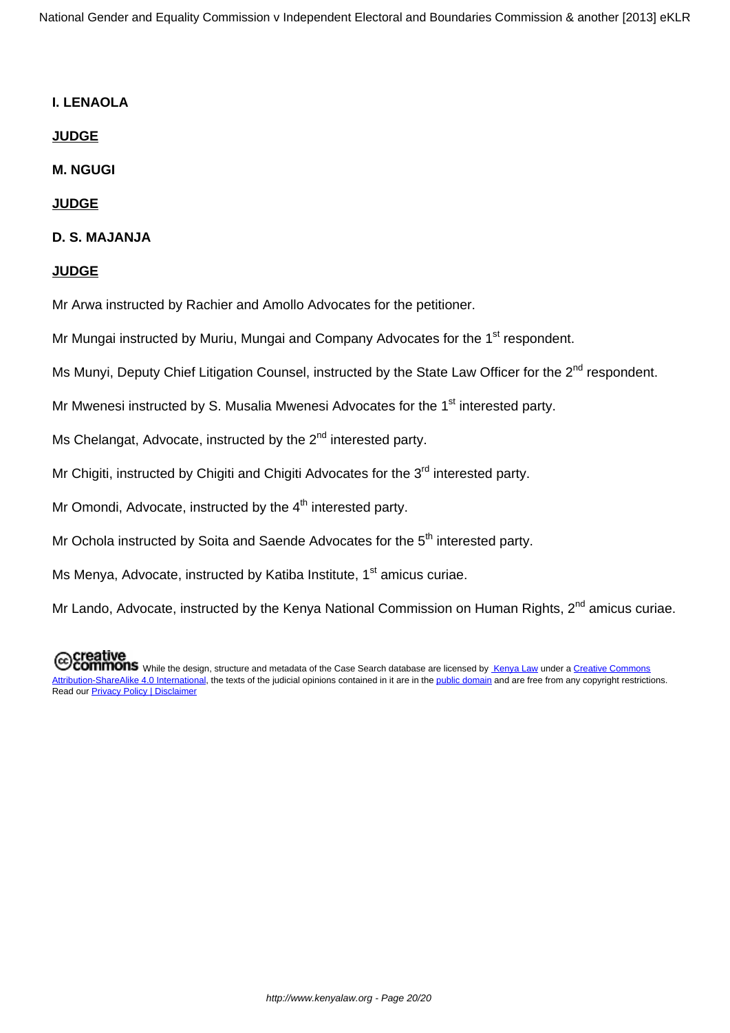**I. LENAOLA**

**JUDGE**

**M. NGUGI**

**JUDGE**

**D. S. MAJANJA**

**JUDGE**

Mr Arwa instructed by Rachier and Amollo Advocates for the petitioner.

Mr Mungai instructed by Muriu, Mungai and Company Advocates for the 1st respondent.

Ms Munyi, Deputy Chief Litigation Counsel, instructed by the State Law Officer for the 2nd respondent.

Mr Mwenesi instructed by S. Musalia Mwenesi Advocates for the 1st interested party.

Ms Chelangat, Advocate, instructed by the 2nd interested party.

Mr Chigiti, instructed by Chigiti and Chigiti Advocates for the 3rd interested party.

Mr Omondi, Advocate, instructed by the 4th interested party.

Mr Ochola instructed by Soita and Saende Advocates for the 5th interested party.

Ms Menya, Advocate, instructed by Katiba Institute, 1st amicus curiae.

Mr Lando, Advocate, instructed by the Kenya National Commission on Human Rights, 2nd amicus curiae.

While the design, structure and metadata of the Case Search database are licensed by Kenya Law under a Creative Commons Attribution-ShareAlike 4.0 International, the texts of the judicial opinions contained in it are in the public domain and are free from any copyright restrictions. Read our Privacy Policy | Disclaimer